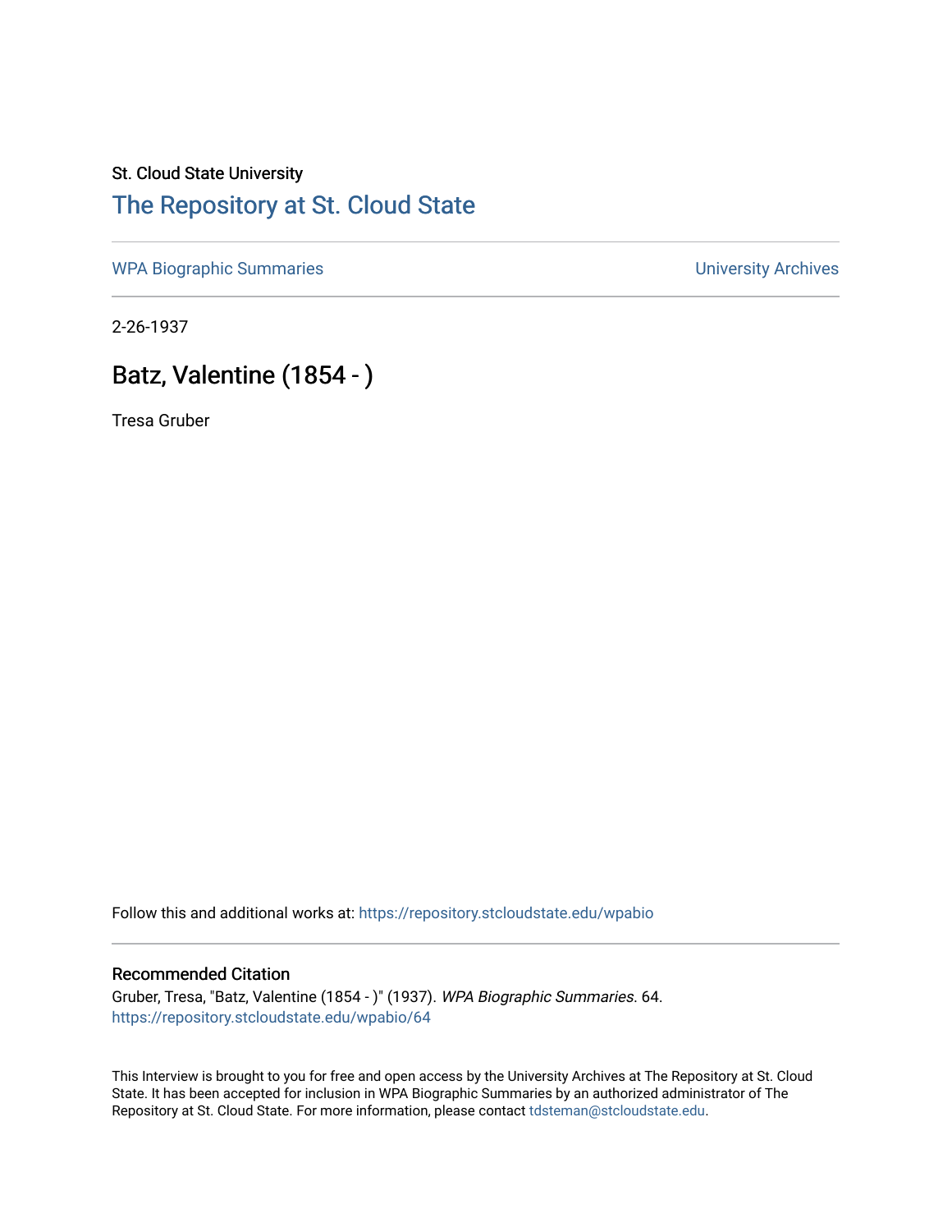St. Cloud State University

# The Repository at St. Cloud State

WPA Biographic Summaries

University Archives

2-26-1937

## Batz, Valentine (1854 - )

Tresa Gruber

Follow this and additional works at: https://repository.stcloudstate.edu/wpabio

### Recommended Citation

Gruber, Tresa, "Batz, Valentine (1854 - )" (1937). *WPA Biographic Summaries*. 64.
https://repository.stcloudstate.edu/wpabio/64

This Interview is brought to you for free and open access by the University Archives at The Repository at St. Cloud State. It has been accepted for inclusion in WPA Biographic Summaries by an authorized administrator of The Repository at St. Cloud State. For more information, please contact tdsteman@stcloudstate.edu.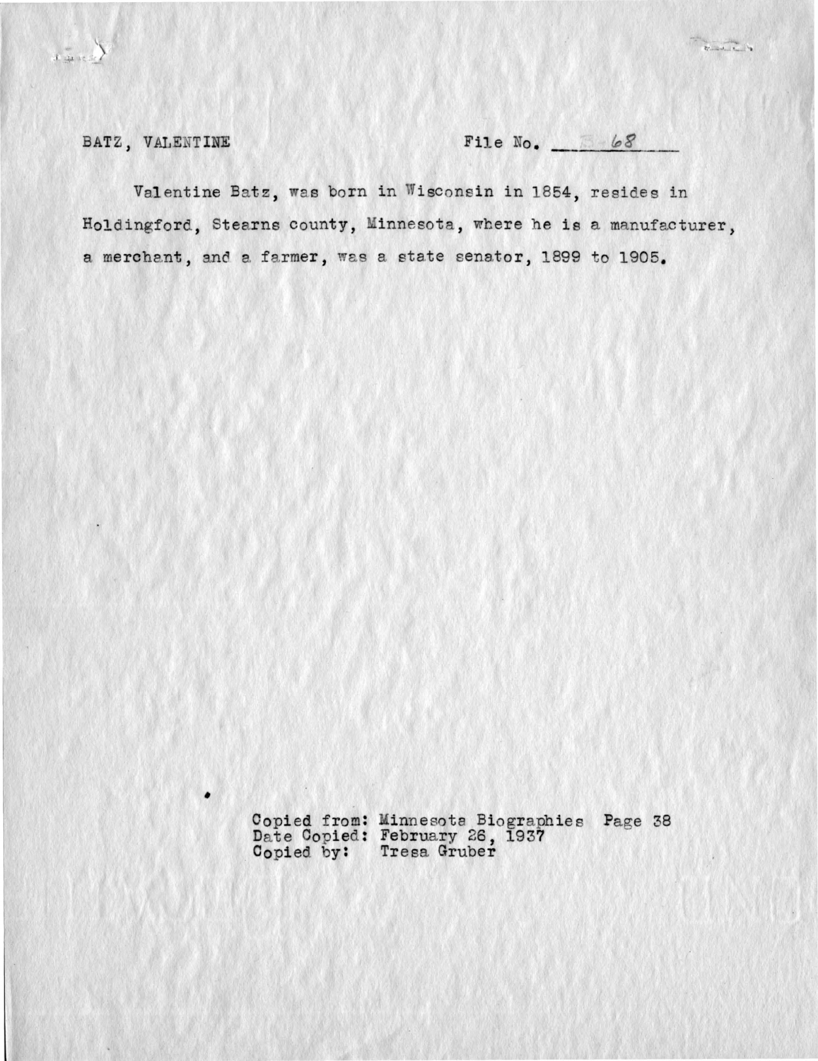BATZ, VALENTINE  File No. B-68

Valentine Batz, was born in Wisconsin in 1854, resides in Holdingford, Stearns county, Minnesota, where he is a manufacturer, a merchant, and a farmer, was a state senator, 1899 to 1905.

Copied from: Minnesota Biographies Page 38
Date Copied: February 26, 1937
Copied by: Tresa Gruber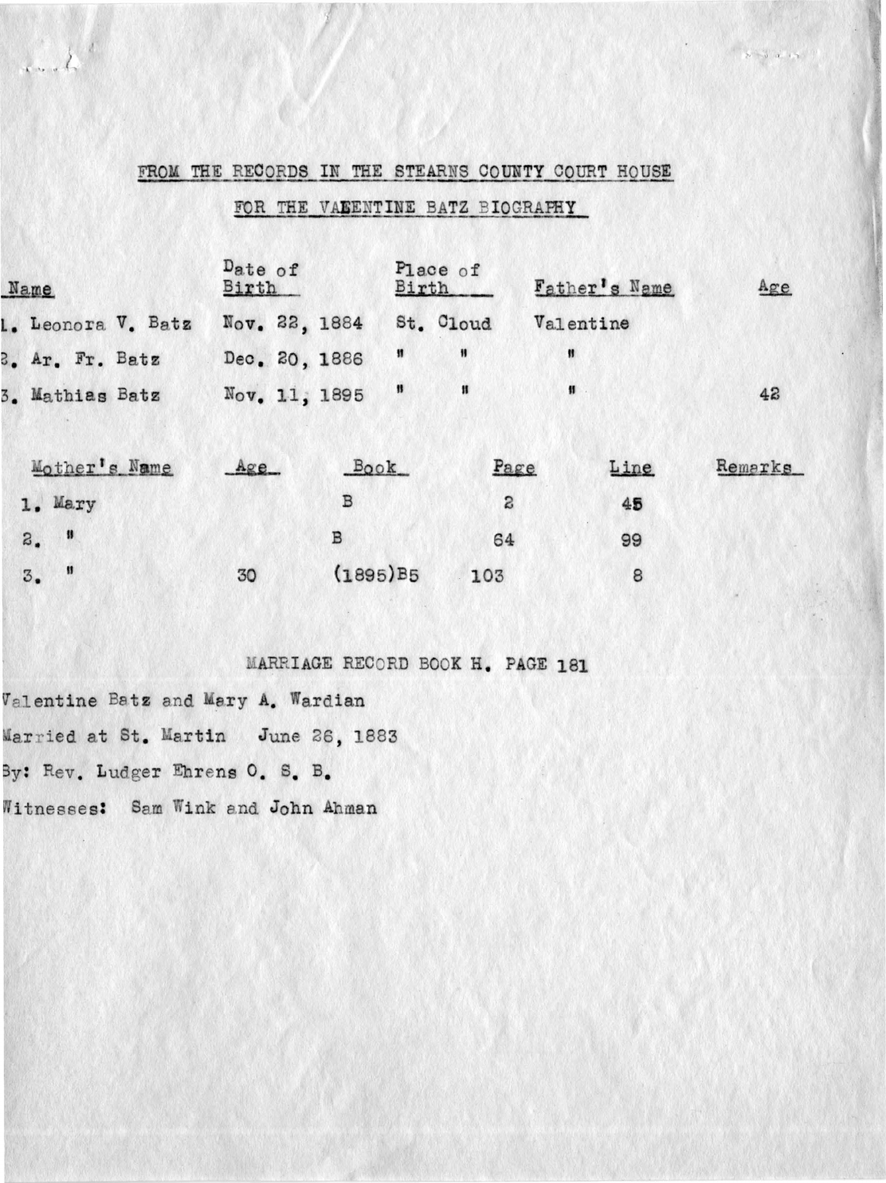FROM THE RECORDS IN THE STEARNS COUNTY COURT HOUSE

FOR THE VALENTINE BATZ BIOGRAPHY

| Name | Date of Birth | Place of Birth | Father's Name | Age |
|---|---|---|---|---|
| 1. Leonora V. Batz | Nov. 22, 1884 | St. Cloud | Valentine | |
| 2. Ar. Fr. Batz | Dec. 20, 1886 | " " | " | |
| 3. Mathias Batz | Nov. 11, 1895 | " " | " | 42 |

| Mother's Name | Age | Book | Page | Line | Remarks |
|---|---|---|---|---|---|
| 1. Mary | | B | 2 | 45 | |
| 2. " | | B | 64 | 99 | |
| 3. " | 30 | (1895)B5 | 103 | 8 | |

MARRIAGE RECORD BOOK H. PAGE 181

Valentine Batz and Mary A. Wardian

Married at St. Martin June 26, 1883

By: Rev. Ludger Ehrens O. S. B.

Witnesses: Sam Wink and John Ahman